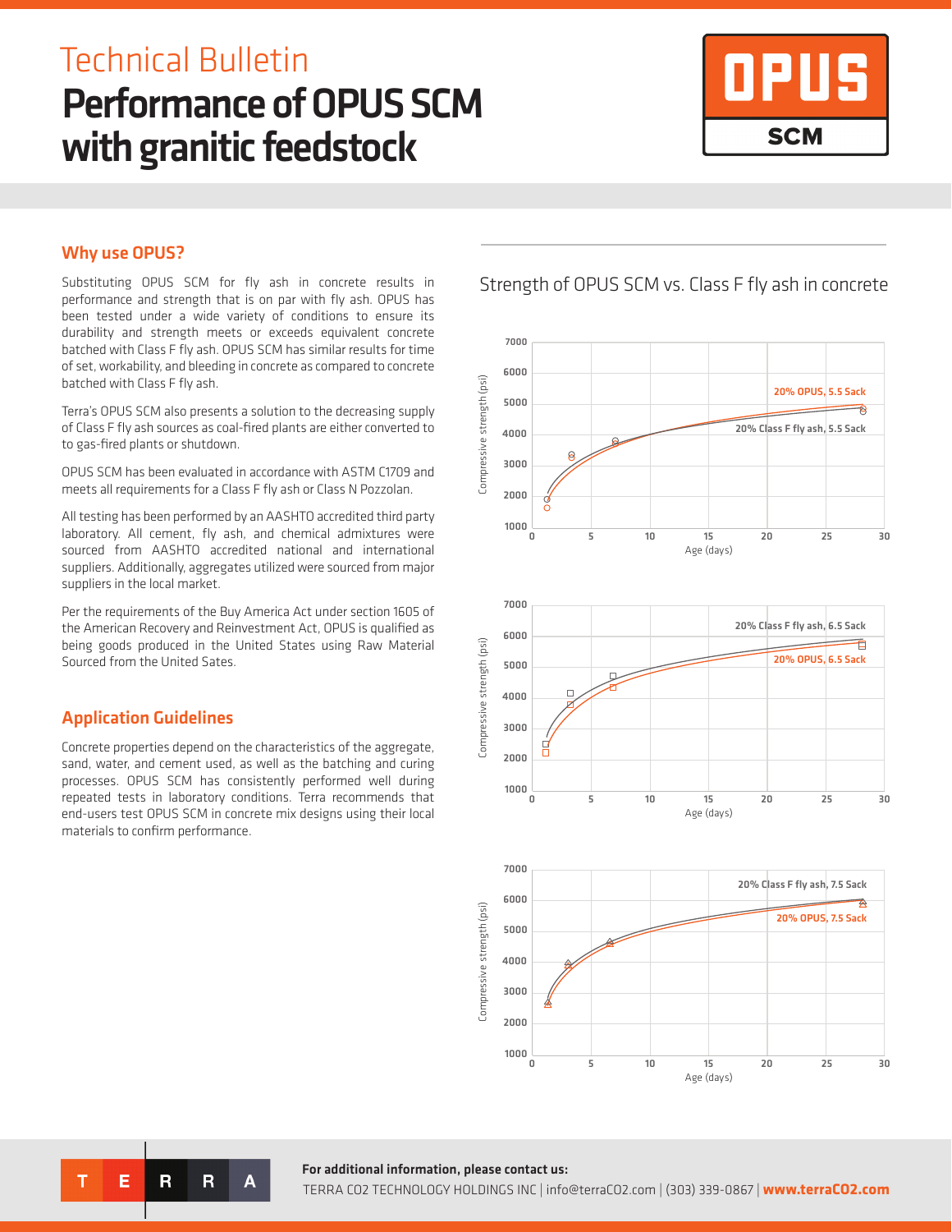Technical Bulletin

# Performance of OPUS SCM with granitic feedstock

OPUS SCM

## Why use OPUS?

Substituting OPUS SCM for fly ash in concrete results in performance and strength that is on par with fly ash. OPUS has been tested under a wide variety of conditions to ensure its durability and strength meets or exceeds equivalent concrete batched with Class F fly ash. OPUS SCM has similar results for time of set, workability, and bleeding in concrete as compared to concrete batched with Class F fly ash.

Terra's OPUS SCM also presents a solution to the decreasing supply of Class F fly ash sources as coal-fired plants are either converted to to gas-fired plants or shutdown.

OPUS SCM has been evaluated in accordance with ASTM C1709 and meets all requirements for a Class F fly ash or Class N Pozzolan.

All testing has been performed by an AASHTO accredited third party laboratory. All cement, fly ash, and chemical admixtures were sourced from AASHTO accredited national and international suppliers. Additionally, aggregates utilized were sourced from major suppliers in the local market.

Per the requirements of the Buy America Act under section 1605 of the American Recovery and Reinvestment Act, OPUS is qualified as being goods produced in the United States using Raw Material Sourced from the United Sates.

## Application Guidelines

Concrete properties depend on the characteristics of the aggregate, sand, water, and cement used, as well as the batching and curing processes. OPUS SCM has consistently performed well during repeated tests in laboratory conditions. Terra recommends that end-users test OPUS SCM in concrete mix designs using their local materials to confirm performance.

## Strength of OPUS SCM vs. Class F fly ash in concrete

Compressive strength (psi) vs. Age (days): 20% OPUS, 5.5 Sack; 20% Class F fly ash, 5.5 Sack

Compressive strength (psi) vs. Age (days): 20% Class F fly ash, 6.5 Sack; 20% OPUS, 6.5 Sack

Compressive strength (psi) vs. Age (days): 20% Class F fly ash, 7.5 Sack; 20% OPUS, 7.5 Sack

**For additional information, please contact us:**

TERRA CO2 TECHNOLOGY HOLDINGS INC | info@terraCO2.com | (303) 339-0867 | **www.terraCO2.com**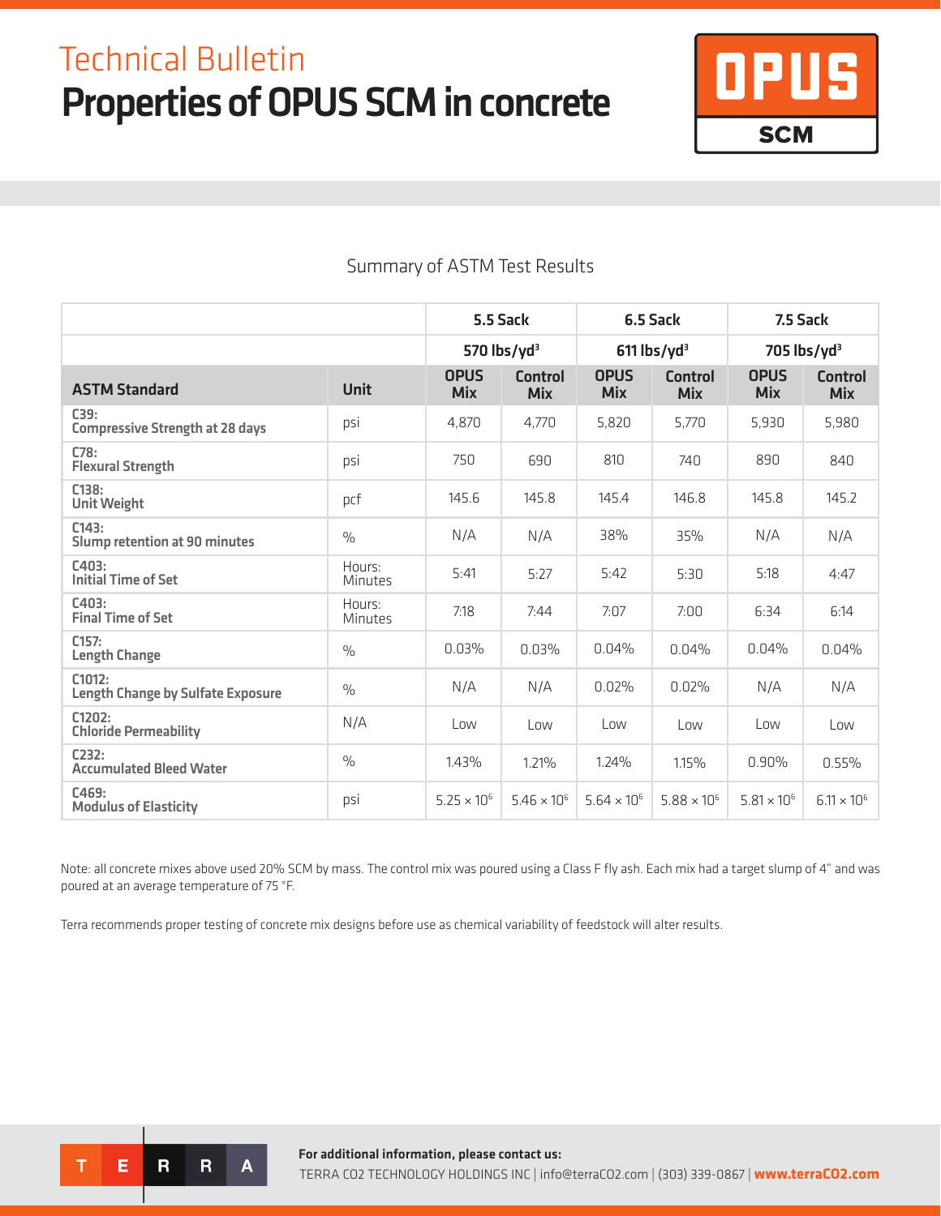Technical Bulletin

# Properties of OPUS SCM in concrete

OPUS SCM

## Summary of ASTM Test Results

| | | 5.5 Sack | | 6.5 Sack | | 7.5 Sack | |
|---|---|---|---|---|---|---|---|
| | | 570 lbs/yd$^3$ | | 611 lbs/yd$^3$ | | 705 lbs/yd$^3$ | |
| **ASTM Standard** | **Unit** | **OPUS Mix** | **Control Mix** | **OPUS Mix** | **Control Mix** | **OPUS Mix** | **Control Mix** |
| **C39: Compressive Strength at 28 days** | psi | 4,870 | 4,770 | 5,820 | 5,770 | 5,930 | 5,980 |
| **C78: Flexural Strength** | psi | 750 | 690 | 810 | 740 | 890 | 840 |
| **C138: Unit Weight** | pcf | 145.6 | 145.8 | 145.4 | 146.8 | 145.8 | 145.2 |
| **C143: Slump retention at 90 minutes** | % | N/A | N/A | 38% | 35% | N/A | N/A |
| **C403: Initial Time of Set** | Hours: Minutes | 5:41 | 5:27 | 5:42 | 5:30 | 5:18 | 4:47 |
| **C403: Final Time of Set** | Hours: Minutes | 7:18 | 7:44 | 7:07 | 7:00 | 6:34 | 6:14 |
| **C157: Length Change** | % | 0.03% | 0.03% | 0.04% | 0.04% | 0.04% | 0.04% |
| **C1012: Length Change by Sulfate Exposure** | % | N/A | N/A | 0.02% | 0.02% | N/A | N/A |
| **C1202: Chloride Permeability** | N/A | Low | Low | Low | Low | Low | Low |
| **C232: Accumulated Bleed Water** | % | 1.43% | 1.21% | 1.24% | 1.15% | 0.90% | 0.55% |
| **C469: Modulus of Elasticity** | psi | $5.25 \times 10^6$ | $5.46 \times 10^6$ | $5.64 \times 10^6$ | $5.88 \times 10^6$ | $5.81 \times 10^6$ | $6.11 \times 10^6$ |

Note: all concrete mixes above used 20% SCM by mass. The control mix was poured using a Class F fly ash. Each mix had a target slump of 4" and was poured at an average temperature of 75 °F.

Terra recommends proper testing of concrete mix designs before use as chemical variability of feedstock will alter results.

TERRA

**For additional information, please contact us:**
TERRA CO2 TECHNOLOGY HOLDINGS INC | info@terraCO2.com | (303) 339-0867 | **www.terraCO2.com**